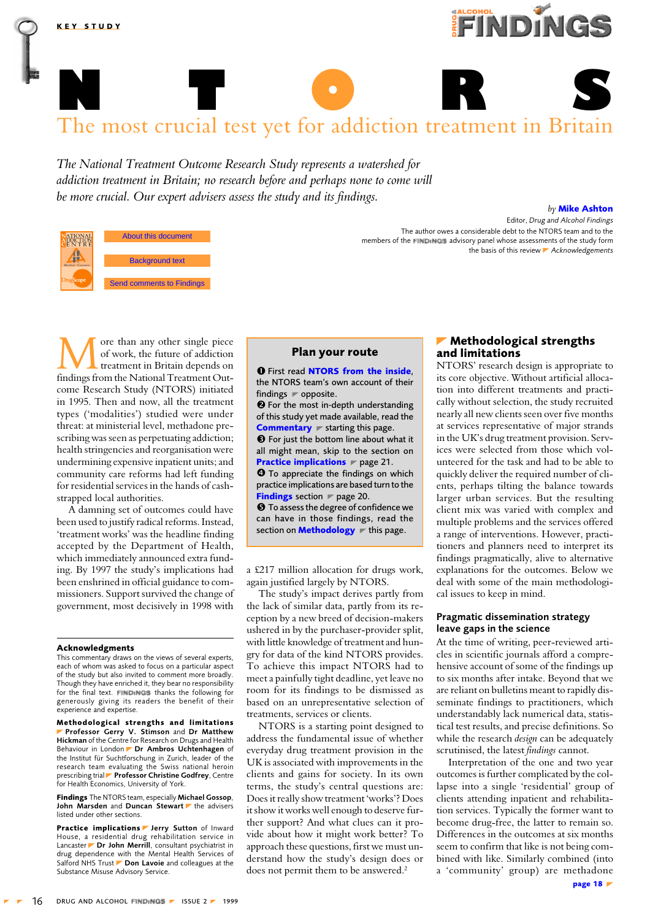KEY STUDY

# NTORS

## The most crucial test yet for addiction treatment in Britain

*The National Treatment Outcome Research Study represents a watershed for addiction treatment in Britain; no research before and perhaps none to come will be more crucial. Our expert advisers assess the study and its findings.*

by **Mike Ashton**
Editor, *Drug and Alcohol Findings*

The author owes a considerable debt to the NTORS team and to the members of the FINDINGS advisory panel whose assessments of the study form the basis of this review ▸ *Acknowledgements*

About this document

Background text

Send comments to Findings

More than any other single piece of work, the future of addiction treatment in Britain depends on findings from the National Treatment Outcome Research Study (NTORS) initiated in 1995. Then and now, all the treatment types ('modalities') studied were under threat: at ministerial level, methadone prescribing was seen as perpetuating addiction; health stringencies and reorganisation were undermining expensive inpatient units; and community care reforms had left funding for residential services in the hands of cash-strapped local authorities.

A damning set of outcomes could have been used to justify radical reforms. Instead, 'treatment works' was the headline finding accepted by the Department of Health, which immediately announced extra funding. By 1997 the study's implications had been enshrined in official guidance to commissioners. Support survived the change of government, most decisively in 1998 with a £217 million allocation for drugs work, again justified largely by NTORS.

The study's impact derives partly from the lack of similar data, partly from its reception by a new breed of decision-makers ushered in by the purchaser-provider split, with little knowledge of treatment and hungry for data of the kind NTORS provides. To achieve this impact NTORS had to meet a painfully tight deadline, yet leave no room for its findings to be dismissed as based on an unrepresentative selection of treatments, services or clients.

NTORS is a starting point designed to address the fundamental issue of whether everyday drug treatment provision in the UK is associated with improvements in the clients and gains for society. In its own terms, the study's central questions are: Does it really show treatment 'works'? Does it show it works well enough to deserve further support? And what clues can it provide about how it might work better? To approach these questions, first we must understand how the study's design does or does not permit them to be answered.[2]

### Plan your route

❶ First read **NTORS from the inside**, the NTORS team's own account of their findings ▸ opposite.
❷ For the most in-depth understanding of this study yet made available, read the **Commentary** ▸ starting this page.
❸ For just the bottom line about what it all might mean, skip to the section on **Practice implications** ▸ page 21.
❹ To appreciate the findings on which practice implications are based turn to the **Findings** section ▸ page 20.
❺ To assess the degree of confidence we can have in those findings, read the section on **Methodology** ▸ this page.

### Acknowledgements

This commentary draws on the views of several experts, each of whom was asked to focus on a particular aspect of the study but also invited to comment more broadly. Though they have enriched it, they bear no responsibility for the final text. FINDINGS thanks the following for generously giving its readers the benefit of their experience and expertise.

**Methodological strengths and limitations** ▸ **Professor Gerry V. Stimson** and **Dr Matthew Hickman** of the Centre for Research on Drugs and Health Behaviour in London ▸ **Dr Ambros Uchtenhagen** of the Institut für Suchtforschung in Zurich, leader of the research team evaluating the Swiss national heroin prescribing trial ▸ **Professor Christine Godfrey**, Centre for Health Economics, University of York.

**Findings** The NTORS team, especially **Michael Gossop**, **John Marsden** and **Duncan Stewart** ▸ the advisers listed under other sections.

**Practice implications** ▸ **Jerry Sutton** of Inward House, a residential drug rehabilitation service in Lancaster ▸ **Dr John Merrill**, consultant psychiatrist in drug dependence with the Mental Health Services of Salford NHS Trust ▸ **Don Lavoie** and colleagues at the Substance Misuse Advisory Service.

### Methodological strengths and limitations

NTORS' research design is appropriate to its core objective. Without artificial allocation into different treatments and practically without selection, the study recruited nearly all new clients seen over five months at services representative of major strands in the UK's drug treatment provision. Services were selected from those which volunteered for the task and had to be able to quickly deliver the required number of clients, perhaps tilting the balance towards larger urban services. But the resulting client mix was varied with complex and multiple problems and the services offered a range of interventions. However, practitioners and planners need to interpret its findings pragmatically, alive to alternative explanations for the outcomes. Below we deal with some of the main methodological issues to keep in mind.

#### Pragmatic dissemination strategy leave gaps in the science

At the time of writing, peer-reviewed articles in scientific journals afford a comprehensive account of some of the findings up to six months after intake. Beyond that we are reliant on bulletins meant to rapidly disseminate findings to practitioners, which understandably lack numerical data, statistical test results, and precise definitions. So while the research *design* can be adequately scrutinised, the latest *findings* cannot.

Interpretation of the one and two year outcomes is further complicated by the collapse into a single 'residential' group of clients attending inpatient and rehabilitation services. Typically the former want to become drug-free, the latter to remain so. Differences in the outcomes at six months seem to confirm that like is not being combined with like. Similarly combined (into a 'community' group) are methadone

page 18 ▸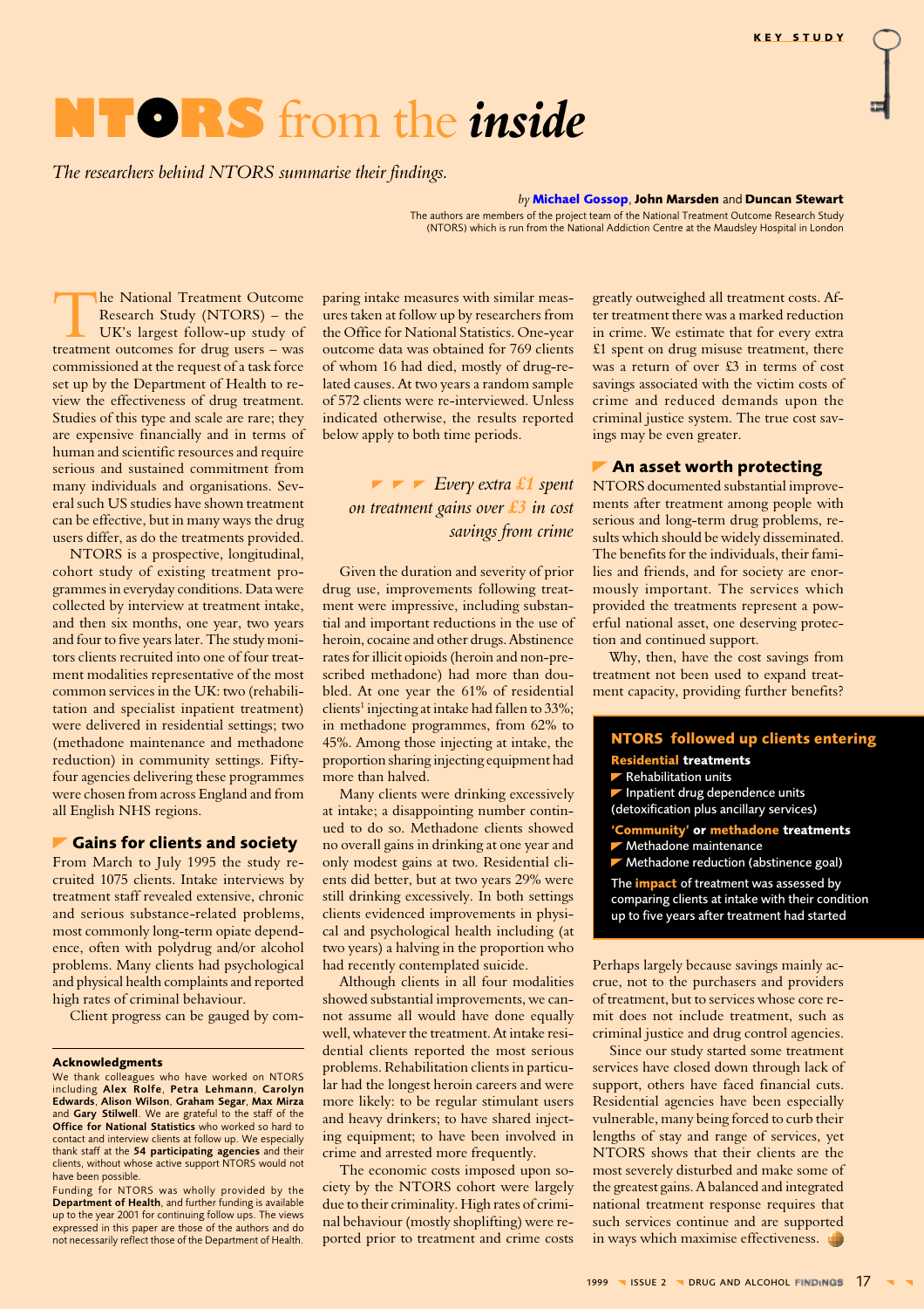# NTORS from the *inside*

*The researchers behind NTORS summarise their findings.*

by **Michael Gossop**, **John Marsden** and **Duncan Stewart**

The authors are members of the project team of the National Treatment Outcome Research Study (NTORS) which is run from the National Addiction Centre at the Maudsley Hospital in London

The National Treatment Outcome Research Study (NTORS) – the UK's largest follow-up study of treatment outcomes for drug users – was commissioned at the request of a task force set up by the Department of Health to review the effectiveness of drug treatment. Studies of this type and scale are rare; they are expensive financially and in terms of human and scientific resources and require serious and sustained commitment from many individuals and organisations. Several such US studies have shown treatment can be effective, but in many ways the drug users differ, as do the treatments provided.

NTORS is a prospective, longitudinal, cohort study of existing treatment programmes in everyday conditions. Data were collected by interview at treatment intake, and then six months, one year, two years and four to five years later. The study monitors clients recruited into one of four treatment modalities representative of the most common services in the UK: two (rehabilitation and specialist inpatient treatment) were delivered in residential settings; two (methadone maintenance and methadone reduction) in community settings. Fifty-four agencies delivering these programmes were chosen from across England and from all English NHS regions.

## Gains for clients and society

From March to July 1995 the study recruited 1075 clients. Intake interviews by treatment staff revealed extensive, chronic and serious substance-related problems, most commonly long-term opiate dependence, often with polydrug and/or alcohol problems. Many clients had psychological and physical health complaints and reported high rates of criminal behaviour.

Client progress can be gauged by comparing intake measures with similar measures taken at follow up by researchers from the Office for National Statistics. One-year outcome data was obtained for 769 clients of whom 16 had died, mostly of drug-related causes. At two years a random sample of 572 clients were re-interviewed. Unless indicated otherwise, the results reported below apply to both time periods.

> *Every extra £1 spent on treatment gains over £3 in cost savings from crime*

Given the duration and severity of prior drug use, improvements following treatment were impressive, including substantial and important reductions in the use of heroin, cocaine and other drugs. Abstinence rates for illicit opioids (heroin and non-prescribed methadone) had more than doubled. At one year the 61% of residential clients[1] injecting at intake had fallen to 33%; in methadone programmes, from 62% to 45%. Among those injecting at intake, the proportion sharing injecting equipment had more than halved.

Many clients were drinking excessively at intake; a disappointing number continued to do so. Methadone clients showed no overall gains in drinking at one year and only modest gains at two. Residential clients did better, but at two years 29% were still drinking excessively. In both settings clients evidenced improvements in physical and psychological health including (at two years) a halving in the proportion who had recently contemplated suicide.

Although clients in all four modalities showed substantial improvements, we cannot assume all would have done equally well, whatever the treatment. At intake residential clients reported the most serious problems. Rehabilitation clients in particular had the longest heroin careers and were more likely: to be regular stimulant users and heavy drinkers; to have shared injecting equipment; to have been involved in crime and arrested more frequently.

The economic costs imposed upon society by the NTORS cohort were largely due to their criminality. High rates of criminal behaviour (mostly shoplifting) were reported prior to treatment and crime costs greatly outweighed all treatment costs. After treatment there was a marked reduction in crime. We estimate that for every extra £1 spent on drug misuse treatment, there was a return of over £3 in terms of cost savings associated with the victim costs of crime and reduced demands upon the criminal justice system. The true cost savings may be even greater.

## An asset worth protecting

NTORS documented substantial improvements after treatment among people with serious and long-term drug problems, results which should be widely disseminated. The benefits for the individuals, their families and friends, and for society are enormously important. The services which provided the treatments represent a powerful national asset, one deserving protection and continued support.

Why, then, have the cost savings from treatment not been used to expand treatment capacity, providing further benefits? Perhaps largely because savings mainly accrue, not to the purchasers and providers of treatment, but to services whose core remit does not include treatment, such as criminal justice and drug control agencies.

Since our study started some treatment services have closed down through lack of support, others have faced financial cuts. Residential agencies have been especially vulnerable, many being forced to curb their lengths of stay and range of services, yet NTORS shows that their clients are the most severely disturbed and make some of the greatest gains. A balanced and integrated national treatment response requires that such services continue and are supported in ways which maximise effectiveness.

### NTORS followed up clients entering

**Residential treatments**
- Rehabilitation units
- Inpatient drug dependence units (detoxification plus ancillary services)

**'Community' or methadone treatments**
- Methadone maintenance
- Methadone reduction (abstinence goal)

The **impact** of treatment was assessed by comparing clients at intake with their condition up to five years after treatment had started

---

**Acknowledgments**

We thank colleagues who have worked on NTORS including **Alex Rolfe**, **Petra Lehmann**, **Carolyn Edwards**, **Alison Wilson**, **Graham Segar**, **Max Mirza** and **Gary Stilwell**. We are grateful to the staff of the **Office for National Statistics** who worked so hard to contact and interview clients at follow up. We especially thank staff at the **54 participating agencies** and their clients, without whose active support NTORS would not have been possible.

Funding for NTORS was wholly provided by the **Department of Health**, and further funding is available up to the year 2001 for continuing follow ups. The views expressed in this paper are those of the authors and do not necessarily reflect those of the Department of Health.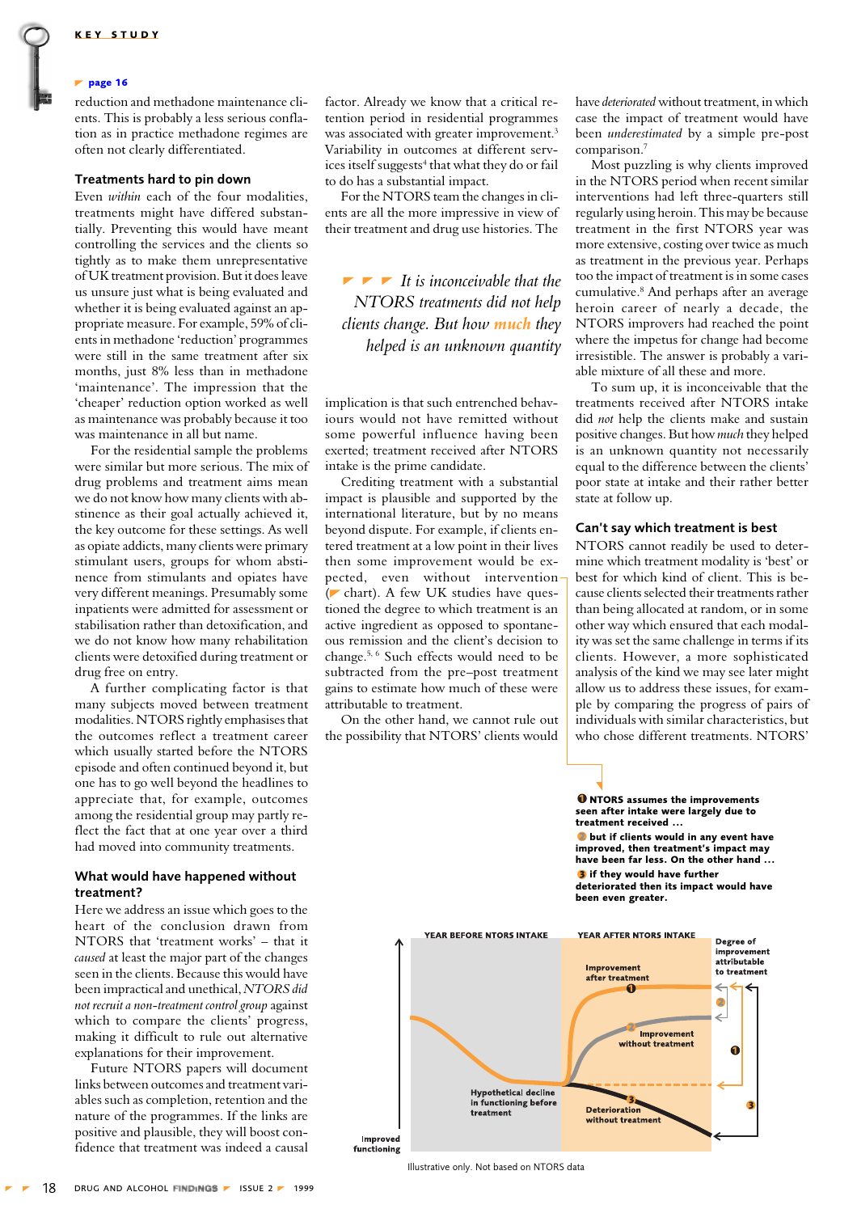page 16

reduction and methadone maintenance clients. This is probably a less serious conflation as in practice methadone regimes are often not clearly differentiated.

### Treatments hard to pin down

Even *within* each of the four modalities, treatments might have differed substantially. Preventing this would have meant controlling the services and the clients so tightly as to make them unrepresentative of UK treatment provision. But it does leave us unsure just what is being evaluated and whether it is being evaluated against an appropriate measure. For example, 59% of clients in methadone 'reduction' programmes were still in the same treatment after six months, just 8% less than in methadone 'maintenance'. The impression that the 'cheaper' reduction option worked as well as maintenance was probably because it too was maintenance in all but name.

For the residential sample the problems were similar but more serious. The mix of drug problems and treatment aims mean we do not know how many clients with abstinence as their goal actually achieved it, the key outcome for these settings. As well as opiate addicts, many clients were primary stimulant users, groups for whom abstinence from stimulants and opiates have very different meanings. Presumably some inpatients were admitted for assessment or stabilisation rather than detoxification, and we do not know how many rehabilitation clients were detoxified during treatment or drug free on entry.

A further complicating factor is that many subjects moved between treatment modalities. NTORS rightly emphasises that the outcomes reflect a treatment career which usually started before the NTORS episode and often continued beyond it, but one has to go well beyond the headlines to appreciate that, for example, outcomes among the residential group may partly reflect the fact that at one year over a third had moved into community treatments.

### What would have happened without treatment?

Here we address an issue which goes to the heart of the conclusion drawn from NTORS that 'treatment works' – that it *caused* at least the major part of the changes seen in the clients. Because this would have been impractical and unethical, *NTORS did not recruit a non-treatment control group* against which to compare the clients' progress, making it difficult to rule out alternative explanations for their improvement.

Future NTORS papers will document links between outcomes and treatment variables such as completion, retention and the nature of the programmes. If the links are positive and plausible, they will boost confidence that treatment was indeed a causal factor. Already we know that a critical retention period in residential programmes was associated with greater improvement.[3] Variability in outcomes at different services itself suggests[4] that what they do or fail to do has a substantial impact.

For the NTORS team the changes in clients are all the more impressive in view of their treatment and drug use histories. The implication is that such entrenched behaviours would not have remitted without some powerful influence having been exerted; treatment received after NTORS intake is the prime candidate.

> *It is inconceivable that the NTORS treatments did not help clients change. But how **much** they helped is an unknown quantity*

Crediting treatment with a substantial impact is plausible and supported by the international literature, but by no means beyond dispute. For example, if clients entered treatment at a low point in their lives then some improvement would be expected, even without intervention (chart). A few UK studies have questioned the degree to which treatment is an active ingredient as opposed to spontaneous remission and the client's decision to change.[5,6] Such effects would need to be subtracted from the pre–post treatment gains to estimate how much of these were attributable to treatment.

On the other hand, we cannot rule out the possibility that NTORS' clients would have *deteriorated* without treatment, in which case the impact of treatment would have been *underestimated* by a simple pre-post comparison.[7]

Most puzzling is why clients improved in the NTORS period when recent similar interventions had left three-quarters still regularly using heroin. This may be because treatment in the first NTORS year was more extensive, costing over twice as much as treatment in the previous year. Perhaps too the impact of treatment is in some cases cumulative.[8] And perhaps after an average heroin career of nearly a decade, the NTORS improvers had reached the point where the impetus for change had become irresistible. The answer is probably a variable mixture of all these and more.

To sum up, it is inconceivable that the treatments received after NTORS intake did *not* help the clients make and sustain positive changes. But how *much* they helped is an unknown quantity not necessarily equal to the difference between the clients' poor state at intake and their rather better state at follow up.

### Can't say which treatment is best

NTORS cannot readily be used to determine which treatment modality is 'best' or best for which kind of client. This is because clients selected their treatments rather than being allocated at random, or in some other way which ensured that each modality was set the same challenge in terms if its clients. However, a more sophisticated analysis of the kind we may see later might allow us to address these issues, for example by comparing the progress of pairs of individuals with similar characteristics, but who chose different treatments. NTORS'

**1** NTORS assumes the improvements seen after intake were largely due to treatment received …

**2** but if clients would in any event have improved, then treatment's impact may have been far less. On the other hand …

**3** if they would have further deteriorated then its impact would have been even greater.

YEAR BEFORE NTORS INTAKE | YEAR AFTER NTORS INTAKE | Degree of improvement attributable to treatment | Improvement after treatment (1) | Improvement without treatment (2) | Hypothetical decline in functioning before treatment | Deterioration without treatment (3) | Improved functioning

Illustrative only. Not based on NTORS data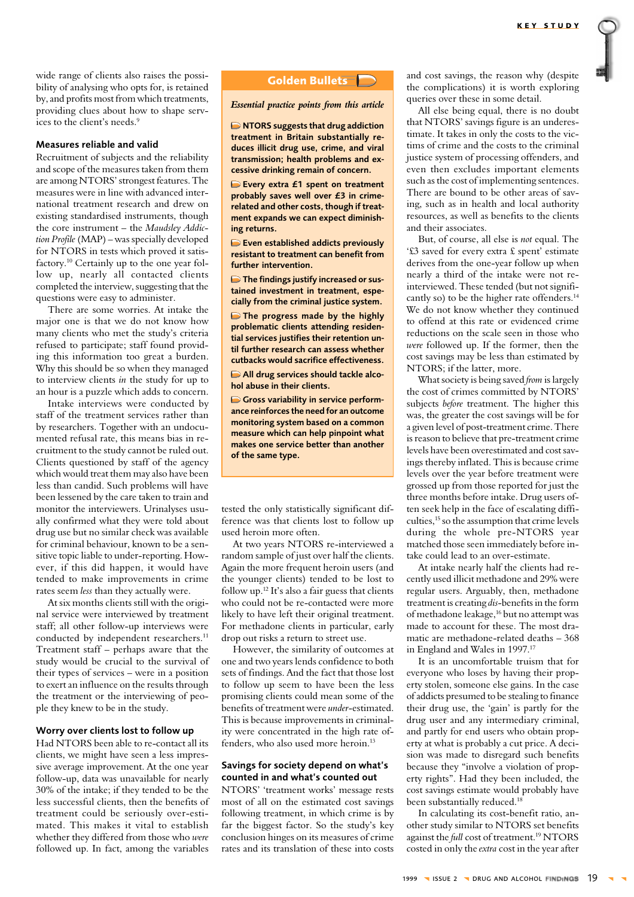wide range of clients also raises the possibility of analysing who opts for, is retained by, and profits most from which treatments, providing clues about how to shape services to the client's needs.[9]

### Measures reliable and valid

Recruitment of subjects and the reliability and scope of the measures taken from them are among NTORS' strongest features. The measures were in line with advanced international treatment research and drew on existing standardised instruments, though the core instrument – the *Maudsley Addiction Profile* (MAP) – was specially developed for NTORS in tests which proved it satisfactory.[10] Certainly up to the one year follow up, nearly all contacted clients completed the interview, suggesting that the questions were easy to administer.

There are some worries. At intake the major one is that we do not know how many clients who met the study's criteria refused to participate; staff found providing this information too great a burden. Why this should be so when they managed to interview clients *in* the study for up to an hour is a puzzle which adds to concern.

Intake interviews were conducted by staff of the treatment services rather than by researchers. Together with an undocumented refusal rate, this means bias in recruitment to the study cannot be ruled out. Clients questioned by staff of the agency which would treat them may also have been less than candid. Such problems will have been lessened by the care taken to train and monitor the interviewers. Urinalyses usually confirmed what they were told about drug use but no similar check was available for criminal behaviour, known to be a sensitive topic liable to under-reporting. However, if this did happen, it would have tended to make improvements in crime rates seem *less* than they actually were.

At six months clients still with the original service were interviewed by treatment staff; all other follow-up interviews were conducted by independent researchers.[11] Treatment staff – perhaps aware that the study would be crucial to the survival of their types of services – were in a position to exert an influence on the results through the treatment or the interviewing of people they knew to be in the study.

### Worry over clients lost to follow up

Had NTORS been able to re-contact all its clients, we might have seen a less impressive average improvement. At the one year follow-up, data was unavailable for nearly 30% of the intake; if they tended to be the less successful clients, then the benefits of treatment could be seriously over-estimated. This makes it vital to establish whether they differed from those who *were* followed up. In fact, among the variables tested the only statistically significant difference was that clients lost to follow up used heroin more often.

At two years NTORS re-interviewed a random sample of just over half the clients. Again the more frequent heroin users (and the younger clients) tended to be lost to follow up.[12] It's also a fair guess that clients who could not be re-contacted were more likely to have left their original treatment. For methadone clients in particular, early drop out risks a return to street use.

However, the similarity of outcomes at one and two years lends confidence to both sets of findings. And the fact that those lost to follow up seem to have been the less promising clients could mean some of the benefits of treatment were *under*-estimated. This is because improvements in criminality were concentrated in the high rate offenders, who also used more heroin.[13]

### Savings for society depend on what's counted in and what's counted out

NTORS' 'treatment works' message rests most of all on the estimated cost savings following treatment, in which crime is by far the biggest factor. So the study's key conclusion hinges on its measures of crime rates and its translation of these into costs and cost savings, the reason why (despite the complications) it is worth exploring queries over these in some detail.

All else being equal, there is no doubt that NTORS' savings figure is an underestimate. It takes in only the costs to the victims of crime and the costs to the criminal justice system of processing offenders, and even then excludes important elements such as the cost of implementing sentences. There are bound to be other areas of saving, such as in health and local authority resources, as well as benefits to the clients and their associates.

But, of course, all else is *not* equal. The '£3 saved for every extra £ spent' estimate derives from the one-year follow up when nearly a third of the intake were not reinterviewed. These tended (but not significantly so) to be the higher rate offenders.[14] We do not know whether they continued to offend at this rate or evidenced crime reductions on the scale seen in those who *were* followed up. If the former, then the cost savings may be less than estimated by NTORS; if the latter, more.

What society is being saved *from* is largely the cost of crimes committed by NTORS' subjects *before* treatment. The higher this was, the greater the cost savings will be for a given level of post-treatment crime. There is reason to believe that pre-treatment crime levels have been overestimated and cost savings thereby inflated. This is because crime levels over the year before treatment were grossed up from those reported for just the three months before intake. Drug users often seek help in the face of escalating difficulties,[15] so the assumption that crime levels during the whole pre-NTORS year matched those seen immediately before intake could lead to an over-estimate.

At intake nearly half the clients had recently used illicit methadone and 29% were regular users. Arguably, then, methadone treatment is creating *dis*-benefits in the form of methadone leakage,[16] but no attempt was made to account for these. The most dramatic are methadone-related deaths – 368 in England and Wales in 1997.[17]

It is an uncomfortable truism that for everyone who loses by having their property stolen, someone else gains. In the case of addicts presumed to be stealing to finance their drug use, the 'gain' is partly for the drug user and any intermediary criminal, and partly for end users who obtain property at what is probably a cut price. A decision was made to disregard such benefits because they "involve a violation of property rights". Had they been included, the cost savings estimate would probably have been substantially reduced.[18]

In calculating its cost-benefit ratio, another study similar to NTORS set benefits against the *full* cost of treatment.[19] NTORS costed in only the *extra* cost in the year after

## Golden Bullets

*Essential practice points from this article*

- NTORS suggests that drug addiction treatment in Britain substantially reduces illicit drug use, crime, and viral transmission; health problems and excessive drinking remain of concern.
- Every extra £1 spent on treatment probably saves well over £3 in crime-related and other costs, though if treatment expands we can expect diminishing returns.
- Even established addicts previously resistant to treatment can benefit from further intervention.
- The findings justify increased or sustained investment in treatment, especially from the criminal justice system.
- The progress made by the highly problematic clients attending residential services justifies their retention until further research can assess whether cutbacks would sacrifice effectiveness.
- All drug services should tackle alcohol abuse in their clients.
- Gross variability in service performance reinforces the need for an outcome monitoring system based on a common measure which can help pinpoint what makes one service better than another of the same type.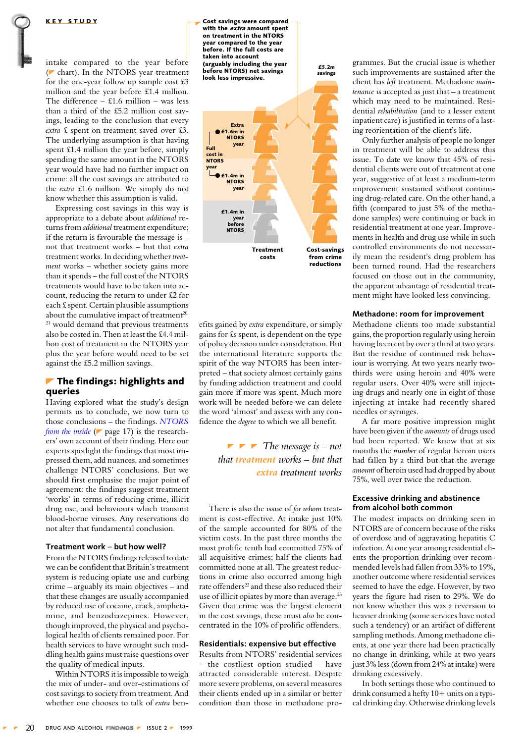intake compared to the year before (chart). In the NTORS year treatment for the one-year follow up sample cost £3 million and the year before £1.4 million. The difference – £1.6 million – was less than a third of the £5.2 million cost savings, leading to the conclusion that every *extra* £ spent on treatment saved over £3. The underlying assumption is that having spent £1.4 million the year before, simply spending the same amount in the NTORS year would have had no further impact on crime: all the cost savings are attributed to the *extra* £1.6 million. We simply do not know whether this assumption is valid.

Expressing cost savings in this way is appropriate to a debate about *additional* returns from *additional* treatment expenditure; if the return is favourable the message is – not that treatment works – but that *extra* treatment works. In deciding whether *treatment* works – whether society gains more than it spends – the full cost of the NTORS treatments would have to be taken into account, reducing the return to under £2 for each £ spent. Certain plausible assumptions about the cumulative impact of treatment[20, 21] would demand that previous treatments also be costed in. Then at least the £4.4 million cost of treatment in the NTORS year plus the year before would need to be set against the £5.2 million savings.

**Cost savings were compared with the *extra* amount spent on treatment in the NTORS year compared to the year before. If the full costs are taken into account (arguably including the year before NTORS) net savings look less impressive.**

Chart labels: £5.2m savings; Extra £1.6m in NTORS year; Full cost in NTORS year; £1.4m in NTORS year; £1.4m in year before NTORS; Treatment costs; Cost-savings from crime reductions

## The findings: highlights and queries

Having explored what the study's design permits us to conclude, we now turn to those conclusions – the findings. *NTORS from the inside* (page 17) is the researchers' own account of their finding. Here our experts spotlight the findings that most impressed them, add nuances, and sometimes challenge NTORS' conclusions. But we should first emphasise the major point of agreement: the findings suggest treatment 'works' in terms of reducing crime, illicit drug use, and behaviours which transmit blood-borne viruses. Any reservations do not alter that fundamental conclusion.

### Treatment work – but how well?

From the NTORS findings released to date we can be confident that Britain's treatment system is reducing opiate use and curbing crime – arguably its main objectives – and that these changes are usually accompanied by reduced use of cocaine, crack, amphetamine, and benzodiazepines. However, though improved, the physical and psychological health of clients remained poor. For health services to have wrought such middling health gains must raise questions over the quality of medical inputs.

Within NTORS it is impossible to weigh the mix of under- and over-estimations of cost savings to society from treatment. And whether one chooses to talk of *extra* benefits gained by *extra* expenditure, or simply gains for £s spent, is dependent on the type of policy decision under consideration. But the international literature supports the spirit of the way NTORS has been interpreted – that society almost certainly gains by funding addiction treatment and could gain more if more was spent. Much more work will be needed before we can delete the word 'almost' and assess with any confidence the *degree* to which we all benefit.

> *The message is – not that treatment works – but that extra treatment works*

There is also the issue of *for whom* treatment is cost-effective. At intake just 10% of the sample accounted for 80% of the victim costs. In the past three months the most prolific tenth had committed 75% of all acquisitive crimes; half the clients had committed none at all. The greatest reductions in crime also occurred among high rate offenders[22] and these also reduced their use of illicit opiates by more than average.[23] Given that crime was the largest element in the cost savings, these must *also* be concentrated in the 10% of prolific offenders.

### Residentials: expensive but effective

Results from NTORS' residential services – the costliest option studied – have attracted considerable interest. Despite more severe problems, on several measures their clients ended up in a similar or better condition than those in methadone programmes. But the crucial issue is whether such improvements are sustained after the client has *left* treatment. Methadone *maintenance* is accepted as just that – a treatment which may need to be maintained. Residential *rehabilitation* (and to a lesser extent inpatient care) is justified in terms of a lasting reorientation of the client's life.

Only further analysis of people no longer in treatment will be able to address this issue. To date we know that 45% of residential clients were out of treatment at one year, suggestive of at least a medium-term improvement sustained without continuing drug-related care. On the other hand, a fifth (compared to just 5% of the methadone samples) were continuing or back in residential treatment at one year. Improvements in health and drug use while in such controlled environments do not necessarily mean the resident's drug problem has been turned round. Had the researchers focused on those out in the community, the apparent advantage of residential treatment might have looked less convincing.

### Methadone: room for improvement

Methadone clients too made substantial gains, the proportion regularly using heroin having been cut by over a third at two years. But the residue of continued risk behaviour is worrying. At two years nearly two-thirds were using heroin and 40% were regular users. Over 40% were still injecting drugs and nearly one in eight of those injecting at intake had recently shared needles or syringes.

A far more positive impression might have been given if the *amounts* of drugs used had been reported. We know that at six months the *number* of regular heroin users had fallen by a third but that the average *amount* of heroin used had dropped by about 75%, well over twice the reduction.

### Excessive drinking and abstinence from alcohol both common

The modest impacts on drinking seen in NTORS are of concern because of the risks of overdose and of aggravating hepatitis C infection. At one year among residential clients the proportion drinking over recommended levels had fallen from 33% to 19%, another outcome where residential services seemed to have the edge. However, by two years the figure had risen to 29%. We do not know whether this was a reversion to heavier drinking (some services have noted such a tendency) or an artifact of different sampling methods. Among methadone clients, at one year there had been practically no change in drinking, while at two years just 3% less (down from 24% at intake) were drinking excessively.

In both settings those who continued to drink consumed a hefty 10+ units on a typical drinking day. Otherwise drinking levels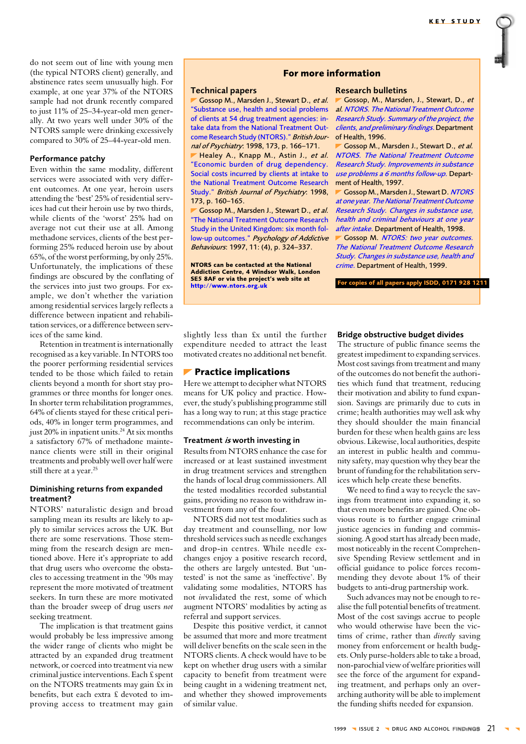do not seem out of line with young men (the typical NTORS client) generally, and abstinence rates seem unusually high. For example, at one year 37% of the NTORS sample had not drunk recently compared to just 11% of 25–34-year-old men generally. At two years well under 30% of the NTORS sample were drinking excessively compared to 30% of 25–44-year-old men.

### Performance patchy

Even within the same modality, different services were associated with very different outcomes. At one year, heroin users attending the 'best' 25% of residential services had cut their heroin use by two thirds, while clients of the 'worst' 25% had on average not cut their use at all. Among methadone services, clients of the best performing 25% reduced heroin use by about 65%, of the worst performing, by only 25%. Unfortunately, the implications of these findings are obscured by the conflating of the services into just two groups. For example, we don't know whether the variation among residential services largely reflects a difference between inpatient and rehabilitation services, or a difference between services of the same kind.

Retention in treatment is internationally recognised as a key variable. In NTORS too the poorer performing residential services tended to be those which failed to retain clients beyond a month for short stay programmes or three months for longer ones. In shorter term rehabilitation programmes, 64% of clients stayed for these critical periods, 40% in longer term programmes, and just 20% in inpatient units.[24] At six months a satisfactory 67% of methadone maintenance clients were still in their original treatments and probably well over half were still there at a year.[25]

### Diminishing returns from expanded treatment?

NTORS' naturalistic design and broad sampling mean its results are likely to apply to similar services across the UK. But there are some reservations. Those stemming from the research design are mentioned above. Here it's appropriate to add that drug users who overcome the obstacles to accessing treatment in the '90s may represent the more motivated of treatment seekers. In turn these are more motivated than the broader sweep of drug users *not* seeking treatment.

The implication is that treatment gains would probably be less impressive among the wider range of clients who might be attracted by an expanded drug treatment network, or coerced into treatment via new criminal justice interventions. Each £ spent on the NTORS treatments may gain £x in benefits, but each extra £ devoted to improving access to treatment may gain slightly less than £x until the further expenditure needed to attract the least motivated creates no additional net benefit.

## Practice implications

Here we attempt to decipher what NTORS means for UK policy and practice. However, the study's publishing programme still has a long way to run; at this stage practice recommendations can only be interim.

### Treatment *is* worth investing in

Results from NTORS enhance the case for increased or at least sustained investment in drug treatment services and strengthen the hands of local drug commissioners. All the tested modalities recorded substantial gains, providing no reason to withdraw investment from any of the four.

NTORS did not test modalities such as day treatment and counselling, nor low threshold services such as needle exchanges and drop-in centres. While needle exchanges enjoy a positive research record, the others are largely untested. But 'untested' is not the same as 'ineffective'. By validating some modalities, NTORS has not *in*validated the rest, some of which augment NTORS' modalities by acting as referral and support services.

Despite this positive verdict, it cannot be assumed that more and more treatment will deliver benefits on the scale seen in the NTORS clients. A check would have to be kept on whether drug users with a similar capacity to benefit from treatment were being caught in a widening treatment net, and whether they showed improvements of similar value.

### Bridge obstructive budget divides

The structure of public finance seems the greatest impediment to expanding services. Most cost savings from treatment and many of the outcomes do not benefit the authorities which fund that treatment, reducing their motivation and ability to fund expansion. Savings are primarily due to cuts in crime; health authorities may well ask why they should shoulder the main financial burden for these when health gains are less obvious. Likewise, local authorities, despite an interest in public health and community safety, may question why they bear the brunt of funding for the rehabilitation services which help create these benefits.

We need to find a way to recycle the savings from treatment into expanding it, so that even more benefits are gained. One obvious route is to further engage criminal justice agencies in funding and commissioning. A good start has already been made, most noticeably in the recent Comprehensive Spending Review settlement and in official guidance to police forces recommending they devote about 1% of their budgets to anti-drug partnership work.

Such advances may not be enough to realise the full potential benefits of treatment. Most of the cost savings accrue to people who would otherwise have been the victims of crime, rather than *directly* saving money from enforcement or health budgets. Only purse-holders able to take a broad, non-parochial view of welfare priorities will see the force of the argument for expanding treatment, and perhaps only an overarching authority will be able to implement the funding shifts needed for expansion.

---

## For more information

### Technical papers

- Gossop M., Marsden J., Stewart D., *et al.* "Substance use, health and social problems of clients at 54 drug treatment agencies: intake data from the National Treatment Outcome Research Study (NTORS)." *British Journal of Psychiatry*: 1998, 173, p. 166–171.
- Healey A., Knapp M., Astin J., *et al.* "Economic burden of drug dependency. Social costs incurred by clients at intake to the National Treatment Outcome Research Study." *British Journal of Psychiatry*: 1998, 173, p. 160–165.
- Gossop M., Marsden J., Stewart D., *et al.* "The National Treatment Outcome Research Study in the United Kingdom: six month follow-up outcomes." *Psychology of Addictive Behaviours*: 1997, 11: (4), p. 324–337.

**NTORS can be contacted at the National Addiction Centre, 4 Windsor Walk, London SE5 8AF or via the project's web site at http://www.ntors.org.uk**

### Research bulletins

- Gossop, M., Marsden, J., Stewart, D., *et al. NTORS. The National Treatment Outcome Research Study. Summary of the project, the clients, and preliminary findings.* Department of Health, 1996.
- Gossop M., Marsden J., Stewart D., *et al. NTORS. The National Treatment Outcome Research Study. Improvements in substance use problems a 6 months follow-up.* Department of Health, 1997.
- Gossop M., Marsden J., Stewart D. *NTORS at one year. The National Treatment Outcome Research Study. Changes in substance use, health and criminal behaviours at one year after intake.* Department of Health, 1998.
- Gossop M. *NTORS: two year outcomes. The National Treatment Outcome Research Study. Changes in substance use, health and crime.* Department of Health, 1999.

**For copies of all papers apply ISDD, 0171 928 1211**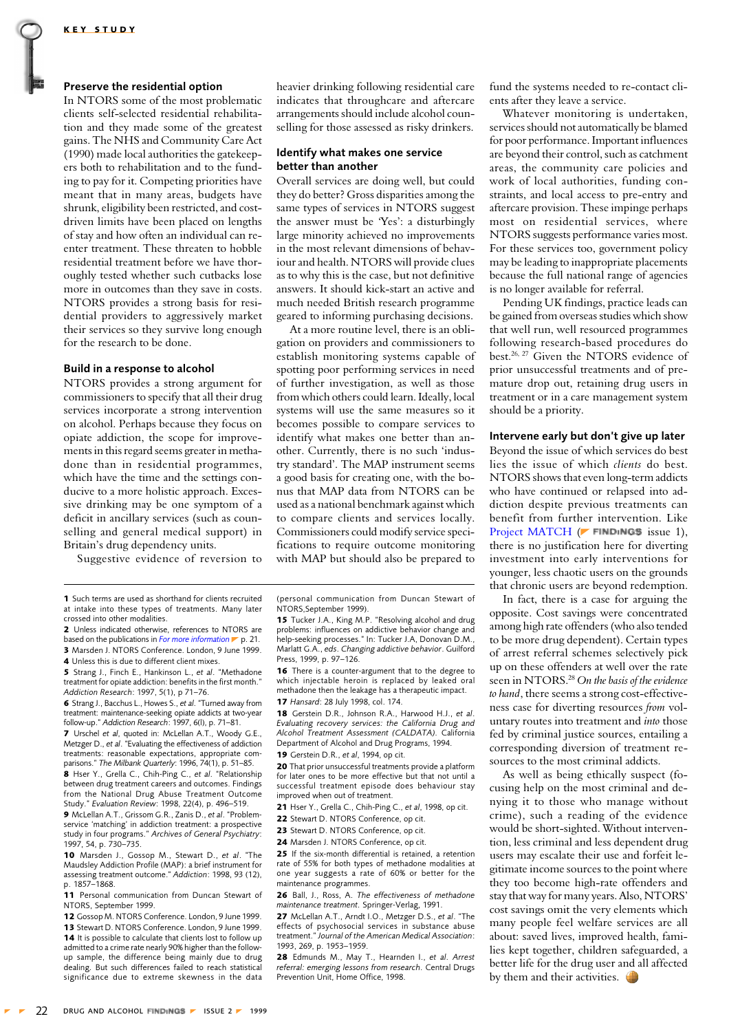## Preserve the residential option

In NTORS some of the most problematic clients self-selected residential rehabilitation and they made some of the greatest gains. The NHS and Community Care Act (1990) made local authorities the gatekeepers both to rehabilitation and to the funding to pay for it. Competing priorities have meant that in many areas, budgets have shrunk, eligibility been restricted, and cost-driven limits have been placed on lengths of stay and how often an individual can re-enter treatment. These threaten to hobble residential treatment before we have thoroughly tested whether such cutbacks lose more in outcomes than they save in costs. NTORS provides a strong basis for residential providers to aggressively market their services so they survive long enough for the research to be done.

## Build in a response to alcohol

NTORS provides a strong argument for commissioners to specify that all their drug services incorporate a strong intervention on alcohol. Perhaps because they focus on opiate addiction, the scope for improvements in this regard seems greater in methadone than in residential programmes, which have the time and the settings conducive to a more holistic approach. Excessive drinking may be one symptom of a deficit in ancillary services (such as counselling and general medical support) in Britain's drug dependency units.

Suggestive evidence of reversion to heavier drinking following residential care indicates that throughcare and aftercare arrangements should include alcohol counselling for those assessed as risky drinkers.

## Identify what makes one service better than another

Overall services are doing well, but could they do better? Gross disparities among the same types of services in NTORS suggest the answer must be 'Yes': a disturbingly large minority achieved no improvements in the most relevant dimensions of behaviour and health. NTORS will provide clues as to why this is the case, but not definitive answers. It should kick-start an active and much needed British research programme geared to informing purchasing decisions.

At a more routine level, there is an obligation on providers and commissioners to establish monitoring systems capable of spotting poor performing services in need of further investigation, as well as those from which others could learn. Ideally, local systems will use the same measures so it becomes possible to compare services to identify what makes one better than another. Currently, there is no such 'industry standard'. The MAP instrument seems a good basis for creating one, with the bonus that MAP data from NTORS can be used as a national benchmark against which to compare clients and services locally. Commissioners could modify service specifications to require outcome monitoring with MAP but should also be prepared to fund the systems needed to re-contact clients after they leave a service.

Whatever monitoring is undertaken, services should not automatically be blamed for poor performance. Important influences are beyond their control, such as catchment areas, the community care policies and work of local authorities, funding constraints, and local access to pre-entry and aftercare provision. These impinge perhaps most on residential services, where NTORS suggests performance varies most. For these services too, government policy may be leading to inappropriate placements because the full national range of agencies is no longer available for referral.

Pending UK findings, practice leads can be gained from overseas studies which show that well run, well resourced programmes following research-based procedures do best.[26, 27] Given the NTORS evidence of prior unsuccessful treatments and of premature drop out, retaining drug users in treatment or in a care management system should be a priority.

## Intervene early but don't give up later

Beyond the issue of which services do best lies the issue of which *clients* do best. NTORS shows that even long-term addicts who have continued or relapsed into addiction despite previous treatments can benefit from further intervention. Like Project MATCH (FINDINGS issue 1), there is no justification here for diverting investment into early interventions for younger, less chaotic users on the grounds that chronic users are beyond redemption.

In fact, there is a case for arguing the opposite. Cost savings were concentrated among high rate offenders (who also tended to be more drug dependent). Certain types of arrest referral schemes selectively pick up on these offenders at well over the rate seen in NTORS.[28] *On the basis of the evidence to hand*, there seems a strong cost-effectiveness case for diverting resources *from* voluntary routes into treatment and *into* those fed by criminal justice sources, entailing a corresponding diversion of treatment resources to the most criminal addicts.

As well as being ethically suspect (focusing help on the most criminal and denying it to those who manage without crime), such a reading of the evidence would be short-sighted. Without intervention, less criminal and less dependent drug users may escalate their use and forfeit legitimate income sources to the point where they too become high-rate offenders and stay that way for many years. Also, NTORS' cost savings omit the very elements which many people feel welfare services are all about: saved lives, improved health, families kept together, children safeguarded, a better life for the drug user and all affected by them and their activities.

---

1 Such terms are used as shorthand for clients recruited at intake into these types of treatments. Many later crossed into other modalities.

2 Unless indicated otherwise, references to NTORS are based on the publications in *For more information* p. 21.

3 Marsden J. NTORS Conference. London, 9 June 1999.

4 Unless this is due to different client mixes.

5 Strang J., Finch E., Hankinson L., *et al*. "Methadone treatment for opiate addiction: benefits in the first month." *Addiction Research*: 1997, 5(1), p 71–76.

6 Strang J., Bacchus L., Howes S., *et al*. "Turned away from treatment: maintenance-seeking opiate addicts at two-year follow-up." *Addiction Research*: 1997, 6(l), p. 71–81.

7 Urschel *et al*, quoted in: McLellan A.T., Woody G.E., Metzger D., *et al*. "Evaluating the effectiveness of addiction treatments: reasonable expectations, appropriate comparisons." *The Milbank Quarterly*: 1996, 74(1), p. 51–85.

8 Hser Y., Grella C., Chih-Ping C., *et al*. "Relationship between drug treatment careers and outcomes. Findings from the National Drug Abuse Treatment Outcome Study." *Evaluation Review*: 1998, 22(4), p. 496–519.

9 McLellan A.T., Grissom G.R., Zanis D., *et al*. "Problem-service 'matching' in addiction treatment: a prospective study in four programs." *Archives of General Psychiatry*: 1997, 54, p. 730–735.

10 Marsden J., Gossop M., Stewart D., *et al*. "The Maudsley Addiction Profile (MAP): a brief instrument for assessing treatment outcome." *Addiction*: 1998, 93 (12), p. 1857–1868.

11 Personal communication from Duncan Stewart of NTORS, September 1999.

12 Gossop M. NTORS Conference. London, 9 June 1999.

13 Stewart D. NTORS Conference. London, 9 June 1999.

14 It is possible to calculate that clients lost to follow up admitted to a crime rate nearly 90% higher than the follow-up sample, the difference being mainly due to drug dealing. But such differences failed to reach statistical significance due to extreme skewness in the data (personal communication from Duncan Stewart of NTORS, September 1999).

15 Tucker J.A., King M.P. "Resolving alcohol and drug problems: influences on addictive behavior change and help-seeking processes." In: Tucker J.A, Donovan D.M., Marlatt G.A., eds. *Changing addictive behavior*. Guilford Press, 1999, p. 97–126.

16 There is a counter-argument that to the degree to which injectable heroin is replaced by leaked oral methadone then the leakage has a therapeutic impact.

17 *Hansard*: 28 July 1998, col. 174.

18 Gerstein D.R., Johnson R.A., Harwood H.J., *et al*. *Evaluating recovery services: the California Drug and Alcohol Treatment Assessment (CALDATA)*. California Department of Alcohol and Drug Programs, 1994.

19 Gerstein D.R., *et al*, 1994, op cit.

20 That prior unsuccessful treatments provide a platform for later ones to be more effective but that not until a successful treatment episode does behaviour stay improved when out of treatment.

21 Hser Y., Grella C., Chih-Ping C., *et al*, 1998, op cit.

22 Stewart D. NTORS Conference, op cit.

23 Stewart D. NTORS Conference, op cit.

24 Marsden J. NTORS Conference, op cit.

25 If the six-month differential is retained, a retention rate of 55% for both types of methadone modalities at one year suggests a rate of 60% or better for the maintenance programmes.

26 Ball, J., Ross, A. *The effectiveness of methadone maintenance treatment*. Springer-Verlag, 1991.

27 McLellan A.T., Arndt I.O., Metzger D.S., *et al*. "The effects of psychosocial services in substance abuse treatment." *Journal of the American Medical Association*: 1993, 269, p. 1953–1959.

28 Edmunds M., May T., Hearnden I., *et al*. *Arrest referral: emerging lessons from research*. Central Drugs Prevention Unit, Home Office, 1998.